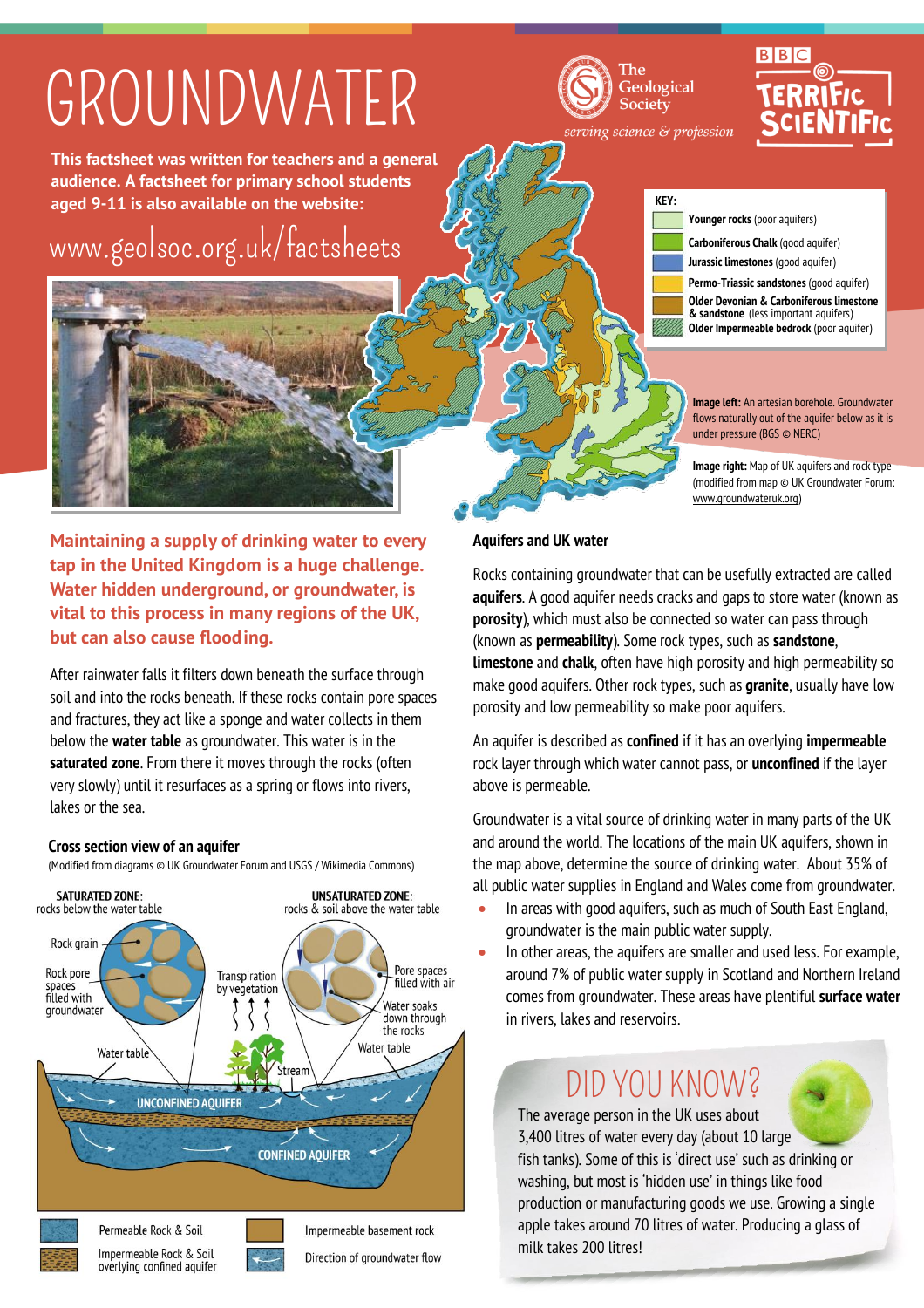# GROUNDWATER

**This factsheet was written for teachers and a general audience. A factsheet for primary school students aged 9-11 is also available on the website:**

www.geolsoc.org.uk/factsheets

**KEY:**

- **Younger rocks** (poor aquifers)
- **Carboniferous Chalk** (good aquifer)
- **Jurassic limestones** (good aquifer)
- **Permo-Triassic sandstones** (good aquifer)
- **Older Devonian & Carboniferous limestone & sandstone** (less important aquifers)
- **Older Impermeable bedrock** (poor aquifer)

**Image left:** An artesian borehole. Groundwater flows naturally out of the aquifer below as it is under pressure (BGS © NERC)

**Image right:** Map of UK aquifers and rock type (modified from map © UK Groundwater Forum: www.groundwateruk.org)

**Maintaining a supply of drinking water to every tap in the United Kingdom is a huge challenge. Water hidden underground, or groundwater, is vital to this process in many regions of the UK, but can also cause flooding.**

After rainwater falls it filters down beneath the surface through soil and into the rocks beneath. If these rocks contain pore spaces and fractures, they act like a sponge and water collects in them below the **water table** as groundwater. This water is in the **saturated zone**. From there it moves through the rocks (often very slowly) until it resurfaces as a spring or flows into rivers, lakes or the sea.

### Cross section view of an aquifer

(Modified from diagrams © UK Groundwater Forum and USGS / Wikimedia Commons)

**SATURATED ZONE:** rocks below the water table

**UNSATURATED ZONE:** rocks & soil above the water table

Rock grain; Rock pore spaces filled with groundwater; Transpiration by vegetation; Pore spaces filled with air; Water soaks down through the rocks; Water table; Stream; UNCONFINED AQUIFER; CONFINED AQUIFER

- Permeable Rock & Soil
- Impermeable Rock & Soil overlying confined aquifer
- Impermeable basement rock
- Direction of groundwater flow

### Aquifers and UK water

Rocks containing groundwater that can be usefully extracted are called **aquifers**. A good aquifer needs cracks and gaps to store water (known as **porosity**), which must also be connected so water can pass through (known as **permeability**). Some rock types, such as **sandstone**, **limestone** and **chalk**, often have high porosity and high permeability so make good aquifers. Other rock types, such as **granite**, usually have low porosity and low permeability so make poor aquifers.

An aquifer is described as **confined** if it has an overlying **impermeable** rock layer through which water cannot pass, or **unconfined** if the layer above is permeable.

Groundwater is a vital source of drinking water in many parts of the UK and around the world. The locations of the main UK aquifers, shown in the map above, determine the source of drinking water. About 35% of all public water supplies in England and Wales come from groundwater.

- In areas with good aquifers, such as much of South East England, groundwater is the main public water supply.
- In other areas, the aquifers are smaller and used less. For example, around 7% of public water supply in Scotland and Northern Ireland comes from groundwater. These areas have plentiful **surface water** in rivers, lakes and reservoirs.

## DID YOU KNOW?

The average person in the UK uses about 3,400 litres of water every day (about 10 large fish tanks). Some of this is 'direct use' such as drinking or washing, but most is 'hidden use' in things like food production or manufacturing goods we use. Growing a single apple takes around 70 litres of water. Producing a glass of milk takes 200 litres!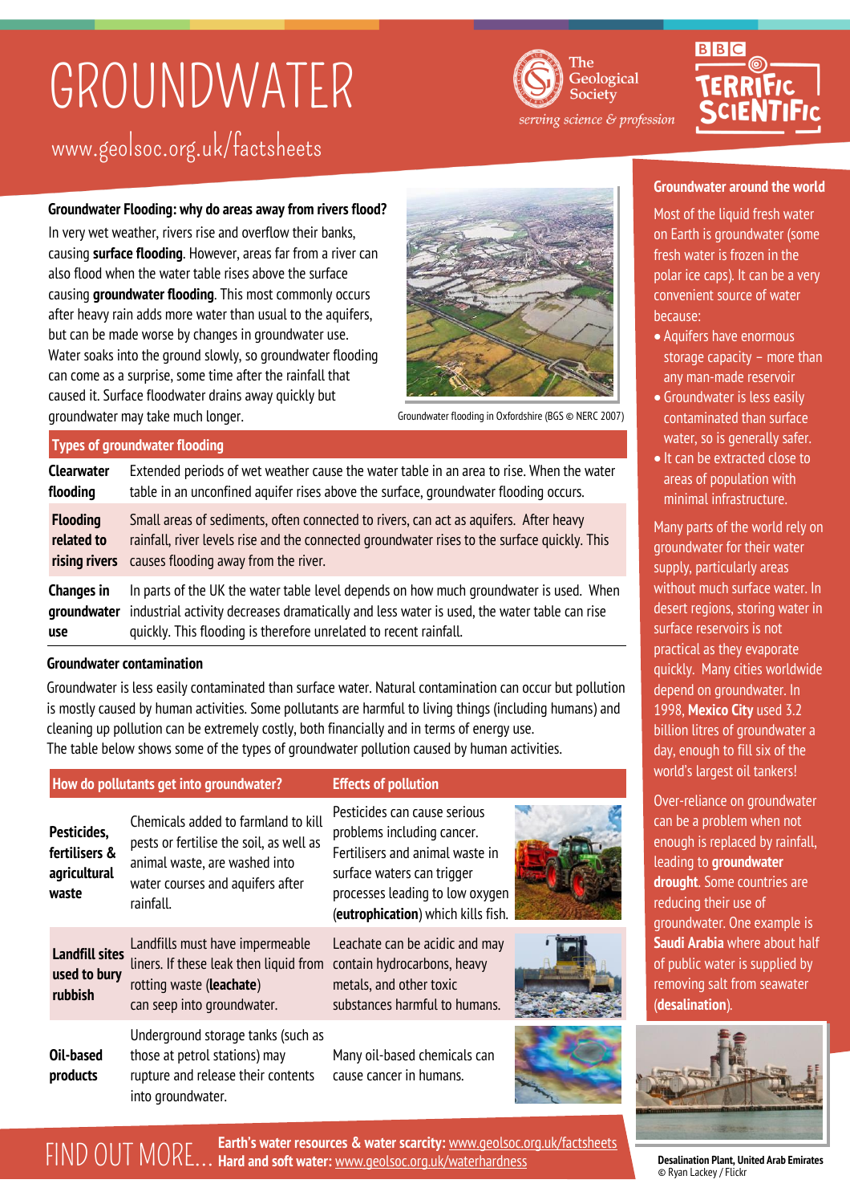# GROUNDWATER

www.geolsoc.org.uk/factsheets

### Groundwater Flooding: why do areas away from rivers flood?

In very wet weather, rivers rise and overflow their banks, causing **surface flooding**. However, areas far from a river can also flood when the water table rises above the surface causing **groundwater flooding**. This most commonly occurs after heavy rain adds more water than usual to the aquifers, but can be made worse by changes in groundwater use. Water soaks into the ground slowly, so groundwater flooding can come as a surprise, some time after the rainfall that caused it. Surface floodwater drains away quickly but groundwater may take much longer.

Groundwater flooding in Oxfordshire (BGS © NERC 2007)

| Types of groundwater flooding | |
|---|---|
| **Clearwater flooding** | Extended periods of wet weather cause the water table in an area to rise. When the water table in an unconfined aquifer rises above the surface, groundwater flooding occurs. |
| **Flooding related to rising rivers** | Small areas of sediments, often connected to rivers, can act as aquifers. After heavy rainfall, river levels rise and the connected groundwater rises to the surface quickly. This causes flooding away from the river. |
| **Changes in groundwater use** | In parts of the UK the water table level depends on how much groundwater is used. When industrial activity decreases dramatically and less water is used, the water table can rise quickly. This flooding is therefore unrelated to recent rainfall. |

### Groundwater contamination

Groundwater is less easily contaminated than surface water. Natural contamination can occur but pollution is mostly caused by human activities. Some pollutants are harmful to living things (including humans) and cleaning up pollution can be extremely costly, both financially and in terms of energy use.
The table below shows some of the types of groundwater pollution caused by human activities.

| | How do pollutants get into groundwater? | Effects of pollution |
|---|---|---|
| **Pesticides, fertilisers & agricultural waste** | Chemicals added to farmland to kill pests or fertilise the soil, as well as animal waste, are washed into water courses and aquifers after rainfall. | Pesticides can cause serious problems including cancer. Fertilisers and animal waste in surface waters can trigger processes leading to low oxygen (**eutrophication**) which kills fish. |
| **Landfill sites used to bury rubbish** | Landfills must have impermeable liners. If these leak then liquid from rotting waste (**leachate**) can seep into groundwater. | Leachate can be acidic and may contain hydrocarbons, heavy metals, and other toxic substances harmful to humans. |
| **Oil-based products** | Underground storage tanks (such as those at petrol stations) may rupture and release their contents into groundwater. | Many oil-based chemicals can cause cancer in humans. |

### Groundwater around the world

Most of the liquid fresh water on Earth is groundwater (some fresh water is frozen in the polar ice caps). It can be a very convenient source of water because:

- Aquifers have enormous storage capacity – more than any man-made reservoir
- Groundwater is less easily contaminated than surface water, so is generally safer.
- It can be extracted close to areas of population with minimal infrastructure.

Many parts of the world rely on groundwater for their water supply, particularly areas without much surface water. In desert regions, storing water in surface reservoirs is not practical as they evaporate quickly. Many cities worldwide depend on groundwater. In 1998, **Mexico City** used 3.2 billion litres of groundwater a day, enough to fill six of the world's largest oil tankers!

Over-reliance on groundwater can be a problem when not enough is replaced by rainfall, leading to **groundwater drought**. Some countries are reducing their use of groundwater. One example is **Saudi Arabia** where about half of public water is supplied by removing salt from seawater (**desalination**).

**Desalination Plant, United Arab Emirates**
© Ryan Lackey / Flickr

FIND OUT MORE... **Earth's water resources & water scarcity:** www.geolsoc.org.uk/factsheets
**Hard and soft water:** www.geolsoc.org.uk/waterhardness